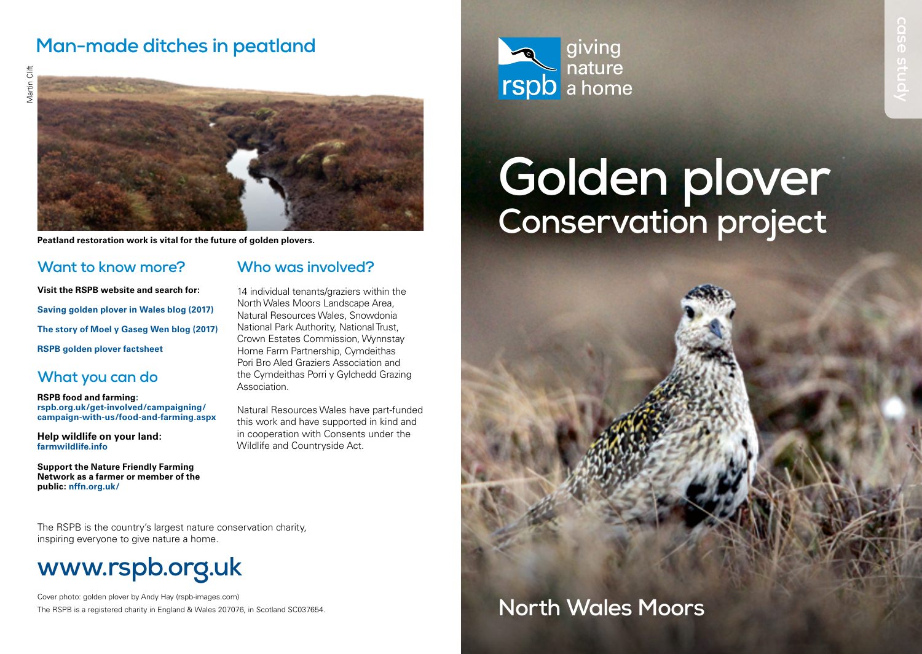## Man-made ditches in peatland

Martin Clift

Peatland restoration work is vital for the future of golden plovers.

### Want to know more?

**Visit the RSPB website and search for:**

**Saving golden plover in Wales blog (2017)**

**The story of Moel y Gaseg Wen blog (2017)**

**RSPB golden plover factsheet**

### What you can do

**RSPB food and farming**: **rspb.org.uk/get-involved/campaigning/campaign-with-us/food-and-farming.aspx**

**Help wildlife on your land: farmwildlife.info**

**Support the Nature Friendly Farming Network as a farmer or member of the public: nffn.org.uk/**

### Who was involved?

14 individual tenants/graziers within the North Wales Moors Landscape Area, Natural Resources Wales, Snowdonia National Park Authority, National Trust, Crown Estates Commission, Wynnstay Home Farm Partnership, Cymdeithas Pori Bro Aled Graziers Association and the Cymdeithas Porri y Gylchedd Grazing Association.

Natural Resources Wales have part-funded this work and have supported in kind and in cooperation with Consents under the Wildlife and Countryside Act.

The RSPB is the country's largest nature conservation charity, inspiring everyone to give nature a home.

## www.rspb.org.uk

Cover photo: golden plover by Andy Hay (rspb-images.com)

The RSPB is a registered charity in England & Wales 207076, in Scotland SC037654.

rspb giving nature a home

case study

# Golden plover
## Conservation project

## North Wales Moors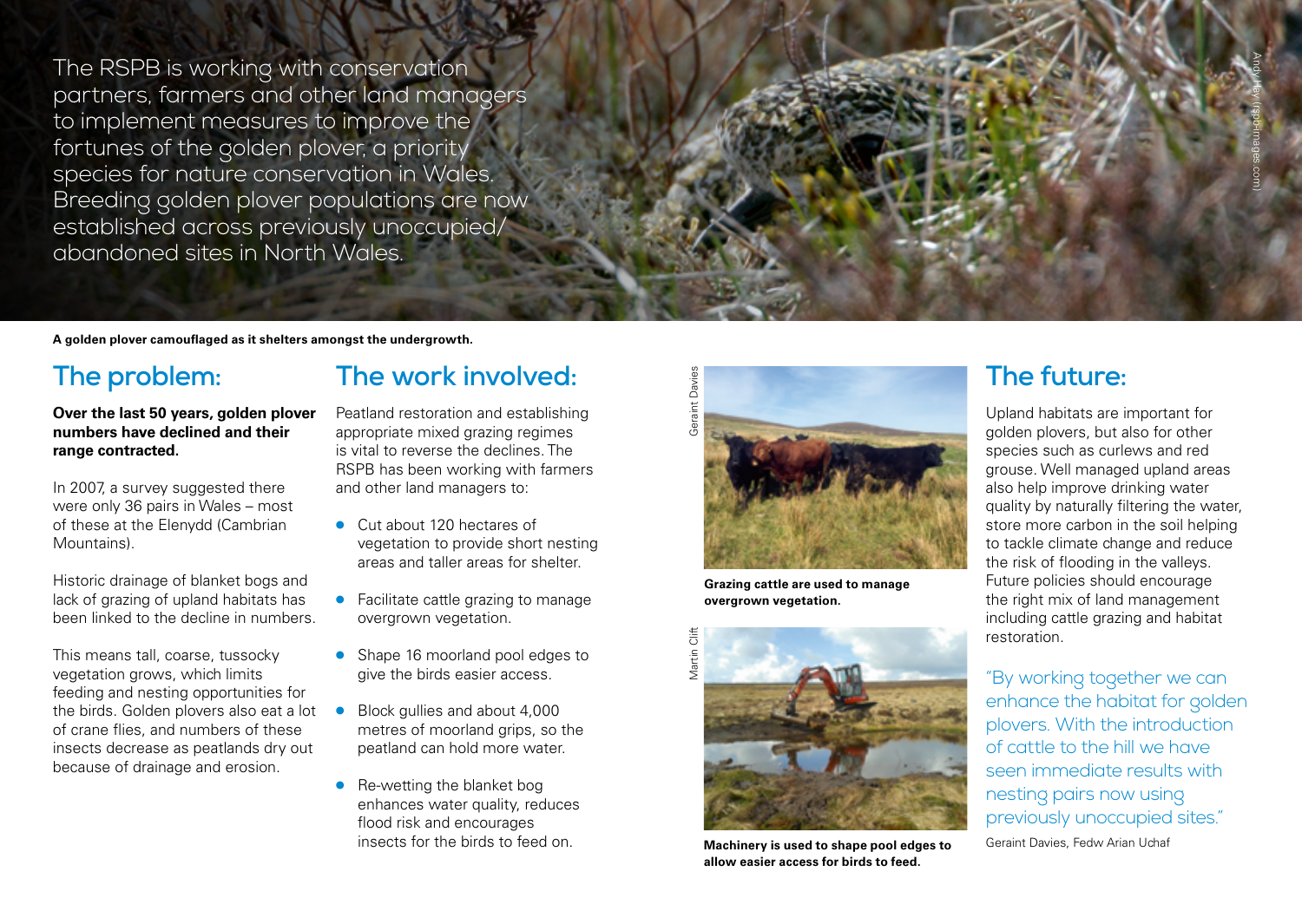The RSPB is working with conservation partners, farmers and other land managers to implement measures to improve the fortunes of the golden plover, a priority species for nature conservation in Wales. Breeding golden plover populations are now established across previously unoccupied/abandoned sites in North Wales.

Andy Hay (rspb-images.com)

**A golden plover camouflaged as it shelters amongst the undergrowth.**

## The problem:

**Over the last 50 years, golden plover numbers have declined and their range contracted.**

In 2007, a survey suggested there were only 36 pairs in Wales – most of these at the Elenydd (Cambrian Mountains).

Historic drainage of blanket bogs and lack of grazing of upland habitats has been linked to the decline in numbers.

This means tall, coarse, tussocky vegetation grows, which limits feeding and nesting opportunities for the birds. Golden plovers also eat a lot of crane flies, and numbers of these insects decrease as peatlands dry out because of drainage and erosion.

## The work involved:

Peatland restoration and establishing appropriate mixed grazing regimes is vital to reverse the declines. The RSPB has been working with farmers and other land managers to:

- Cut about 120 hectares of vegetation to provide short nesting areas and taller areas for shelter.
- Facilitate cattle grazing to manage overgrown vegetation.
- Shape 16 moorland pool edges to give the birds easier access.
- Block gullies and about 4,000 metres of moorland grips, so the peatland can hold more water.
- Re-wetting the blanket bog enhances water quality, reduces flood risk and encourages insects for the birds to feed on.

Geraint Davies

**Grazing cattle are used to manage overgrown vegetation.**

Martin Clift

**Machinery is used to shape pool edges to allow easier access for birds to feed.**

## The future:

Upland habitats are important for golden plovers, but also for other species such as curlews and red grouse. Well managed upland areas also help improve drinking water quality by naturally filtering the water, store more carbon in the soil helping to tackle climate change and reduce the risk of flooding in the valleys. Future policies should encourage the right mix of land management including cattle grazing and habitat restoration.

"By working together we can enhance the habitat for golden plovers. With the introduction of cattle to the hill we have seen immediate results with nesting pairs now using previously unoccupied sites."

Geraint Davies, Fedw Arian Uchaf